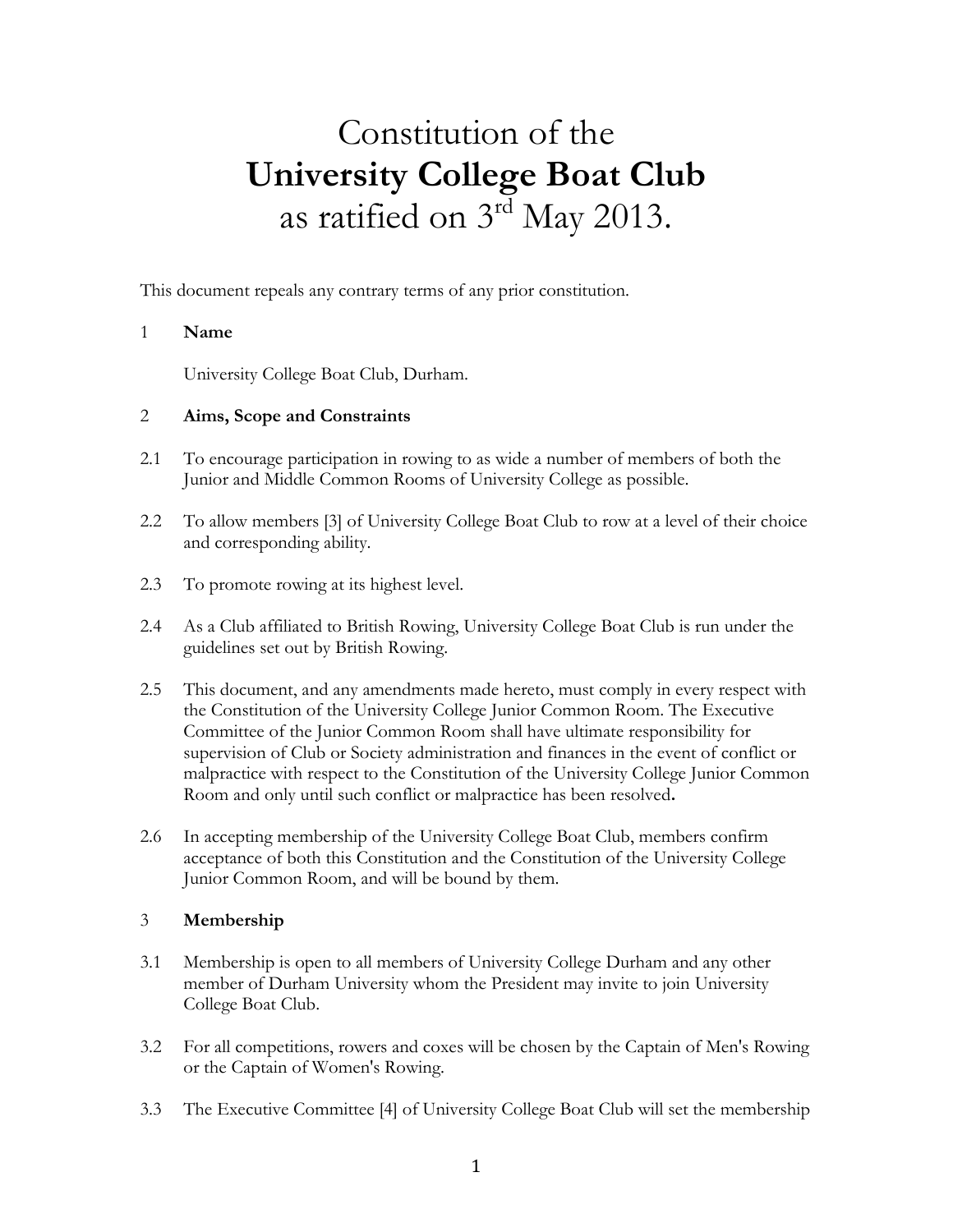# Constitution of the
# **University College Boat Club**
# as ratified on 3rd May 2013.

This document repeals any contrary terms of any prior constitution.

## 1 **Name**

University College Boat Club, Durham.

## 2 **Aims, Scope and Constraints**

2.1 To encourage participation in rowing to as wide a number of members of both the Junior and Middle Common Rooms of University College as possible.

2.2 To allow members [3] of University College Boat Club to row at a level of their choice and corresponding ability.

2.3 To promote rowing at its highest level.

2.4 As a Club affiliated to British Rowing, University College Boat Club is run under the guidelines set out by British Rowing.

2.5 This document, and any amendments made hereto, must comply in every respect with the Constitution of the University College Junior Common Room. The Executive Committee of the Junior Common Room shall have ultimate responsibility for supervision of Club or Society administration and finances in the event of conflict or malpractice with respect to the Constitution of the University College Junior Common Room and only until such conflict or malpractice has been resolved.

2.6 In accepting membership of the University College Boat Club, members confirm acceptance of both this Constitution and the Constitution of the University College Junior Common Room, and will be bound by them.

## 3 **Membership**

3.1 Membership is open to all members of University College Durham and any other member of Durham University whom the President may invite to join University College Boat Club.

3.2 For all competitions, rowers and coxes will be chosen by the Captain of Men's Rowing or the Captain of Women's Rowing.

3.3 The Executive Committee [4] of University College Boat Club will set the membership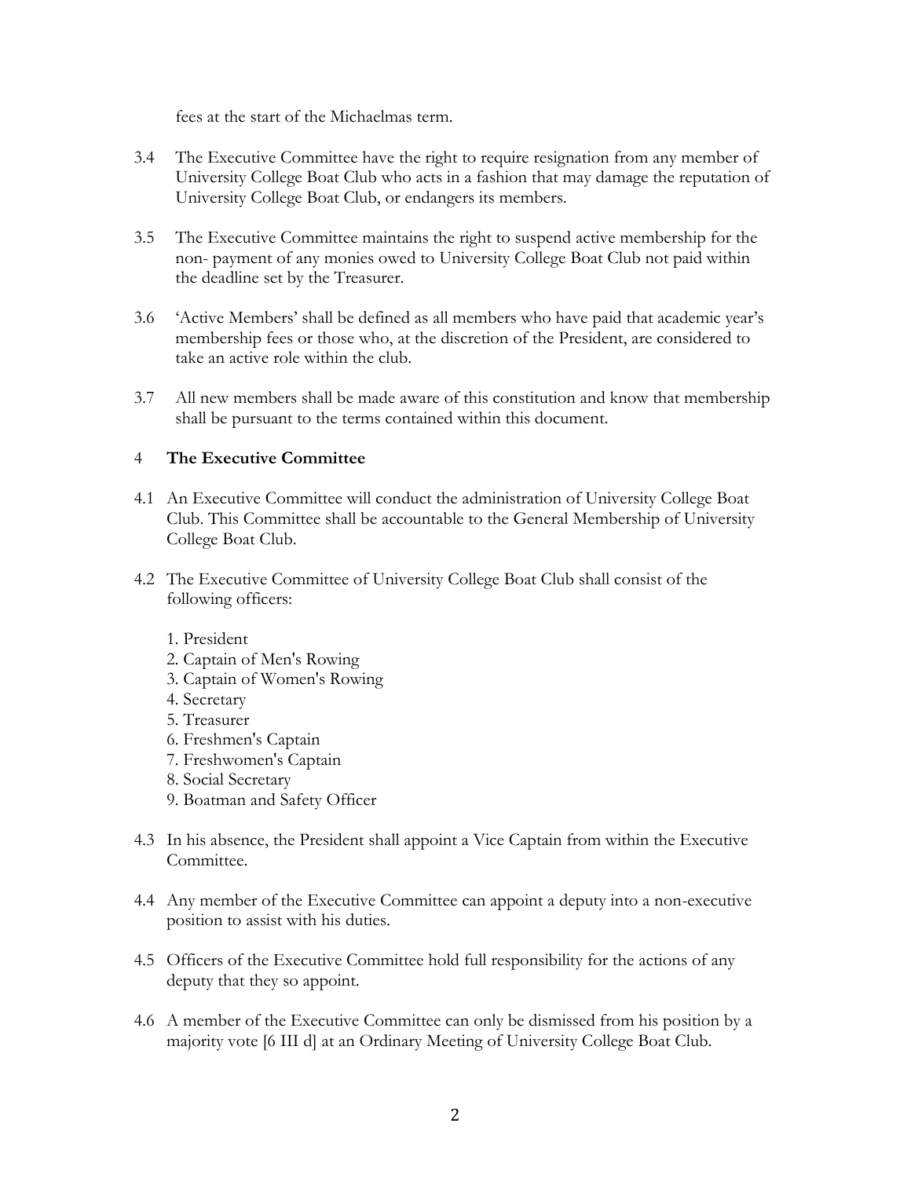fees at the start of the Michaelmas term.

3.4 The Executive Committee have the right to require resignation from any member of University College Boat Club who acts in a fashion that may damage the reputation of University College Boat Club, or endangers its members.

3.5 The Executive Committee maintains the right to suspend active membership for the non- payment of any monies owed to University College Boat Club not paid within the deadline set by the Treasurer.

3.6 'Active Members' shall be defined as all members who have paid that academic year's membership fees or those who, at the discretion of the President, are considered to take an active role within the club.

3.7 All new members shall be made aware of this constitution and know that membership shall be pursuant to the terms contained within this document.

## 4 **The Executive Committee**

4.1 An Executive Committee will conduct the administration of University College Boat Club. This Committee shall be accountable to the General Membership of University College Boat Club.

4.2 The Executive Committee of University College Boat Club shall consist of the following officers:

1. President
2. Captain of Men's Rowing
3. Captain of Women's Rowing
4. Secretary
5. Treasurer
6. Freshmen's Captain
7. Freshwomen's Captain
8. Social Secretary
9. Boatman and Safety Officer

4.3 In his absence, the President shall appoint a Vice Captain from within the Executive Committee.

4.4 Any member of the Executive Committee can appoint a deputy into a non-executive position to assist with his duties.

4.5 Officers of the Executive Committee hold full responsibility for the actions of any deputy that they so appoint.

4.6 A member of the Executive Committee can only be dismissed from his position by a majority vote [6 III d] at an Ordinary Meeting of University College Boat Club.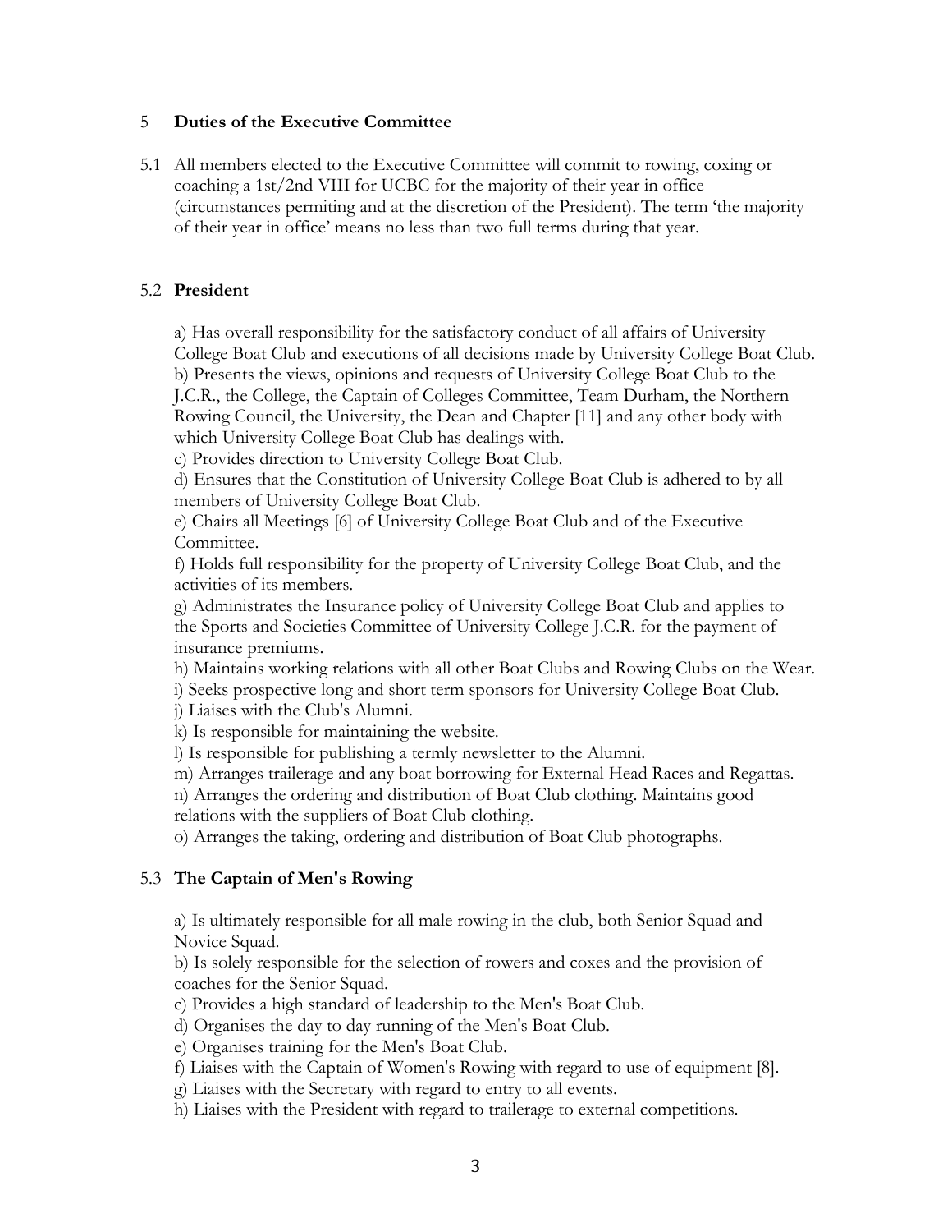## 5 Duties of the Executive Committee

5.1 All members elected to the Executive Committee will commit to rowing, coxing or coaching a 1st/2nd VIII for UCBC for the majority of their year in office (circumstances permiting and at the discretion of the President). The term 'the majority of their year in office' means no less than two full terms during that year.

### 5.2 President

a) Has overall responsibility for the satisfactory conduct of all affairs of University College Boat Club and executions of all decisions made by University College Boat Club.
b) Presents the views, opinions and requests of University College Boat Club to the J.C.R., the College, the Captain of Colleges Committee, Team Durham, the Northern Rowing Council, the University, the Dean and Chapter [11] and any other body with which University College Boat Club has dealings with.
c) Provides direction to University College Boat Club.
d) Ensures that the Constitution of University College Boat Club is adhered to by all members of University College Boat Club.
e) Chairs all Meetings [6] of University College Boat Club and of the Executive Committee.
f) Holds full responsibility for the property of University College Boat Club, and the activities of its members.
g) Administrates the Insurance policy of University College Boat Club and applies to the Sports and Societies Committee of University College J.C.R. for the payment of insurance premiums.
h) Maintains working relations with all other Boat Clubs and Rowing Clubs on the Wear.
i) Seeks prospective long and short term sponsors for University College Boat Club.
j) Liaises with the Club's Alumni.
k) Is responsible for maintaining the website.
l) Is responsible for publishing a termly newsletter to the Alumni.
m) Arranges trailerage and any boat borrowing for External Head Races and Regattas.
n) Arranges the ordering and distribution of Boat Club clothing. Maintains good relations with the suppliers of Boat Club clothing.
o) Arranges the taking, ordering and distribution of Boat Club photographs.

### 5.3 The Captain of Men's Rowing

a) Is ultimately responsible for all male rowing in the club, both Senior Squad and Novice Squad.
b) Is solely responsible for the selection of rowers and coxes and the provision of coaches for the Senior Squad.
c) Provides a high standard of leadership to the Men's Boat Club.
d) Organises the day to day running of the Men's Boat Club.
e) Organises training for the Men's Boat Club.
f) Liaises with the Captain of Women's Rowing with regard to use of equipment [8].
g) Liaises with the Secretary with regard to entry to all events.
h) Liaises with the President with regard to trailerage to external competitions.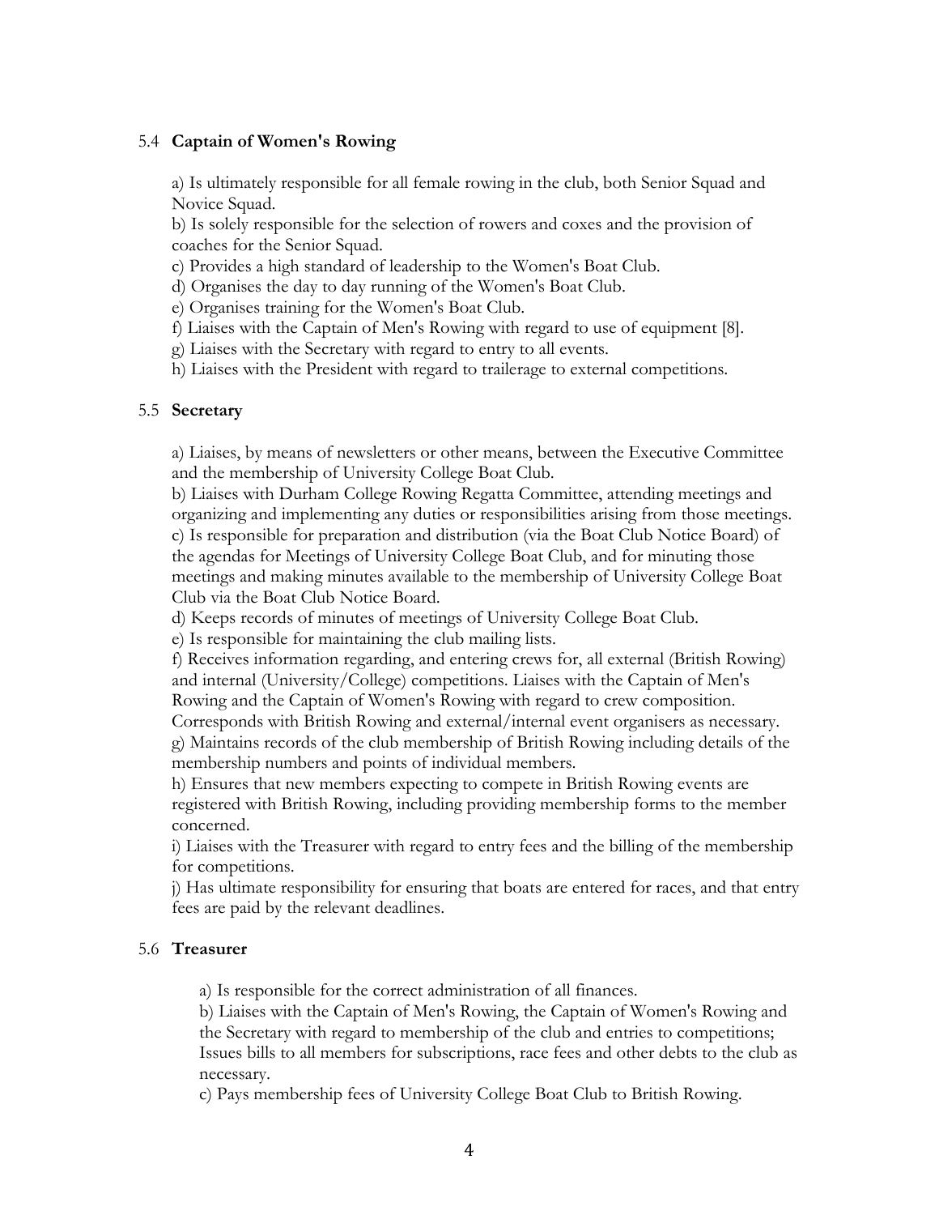### 5.4 **Captain of Women's Rowing**

a) Is ultimately responsible for all female rowing in the club, both Senior Squad and Novice Squad.
b) Is solely responsible for the selection of rowers and coxes and the provision of coaches for the Senior Squad.
c) Provides a high standard of leadership to the Women's Boat Club.
d) Organises the day to day running of the Women's Boat Club.
e) Organises training for the Women's Boat Club.
f) Liaises with the Captain of Men's Rowing with regard to use of equipment [8].
g) Liaises with the Secretary with regard to entry to all events.
h) Liaises with the President with regard to trailerage to external competitions.

### 5.5 **Secretary**

a) Liaises, by means of newsletters or other means, between the Executive Committee and the membership of University College Boat Club.
b) Liaises with Durham College Rowing Regatta Committee, attending meetings and organizing and implementing any duties or responsibilities arising from those meetings.
c) Is responsible for preparation and distribution (via the Boat Club Notice Board) of the agendas for Meetings of University College Boat Club, and for minuting those meetings and making minutes available to the membership of University College Boat Club via the Boat Club Notice Board.
d) Keeps records of minutes of meetings of University College Boat Club.
e) Is responsible for maintaining the club mailing lists.
f) Receives information regarding, and entering crews for, all external (British Rowing) and internal (University/College) competitions. Liaises with the Captain of Men's Rowing and the Captain of Women's Rowing with regard to crew composition. Corresponds with British Rowing and external/internal event organisers as necessary.
g) Maintains records of the club membership of British Rowing including details of the membership numbers and points of individual members.
h) Ensures that new members expecting to compete in British Rowing events are registered with British Rowing, including providing membership forms to the member concerned.
i) Liaises with the Treasurer with regard to entry fees and the billing of the membership for competitions.
j) Has ultimate responsibility for ensuring that boats are entered for races, and that entry fees are paid by the relevant deadlines.

### 5.6 **Treasurer**

a) Is responsible for the correct administration of all finances.
b) Liaises with the Captain of Men's Rowing, the Captain of Women's Rowing and the Secretary with regard to membership of the club and entries to competitions; Issues bills to all members for subscriptions, race fees and other debts to the club as necessary.
c) Pays membership fees of University College Boat Club to British Rowing.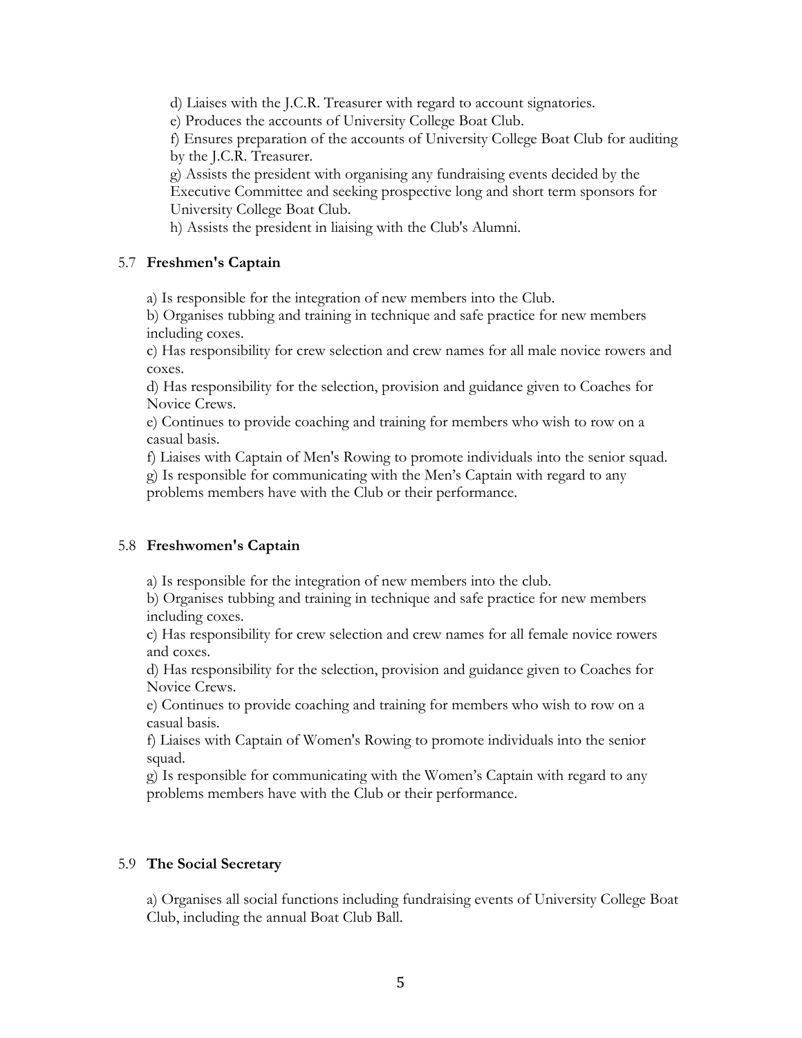d) Liaises with the J.C.R. Treasurer with regard to account signatories.
e) Produces the accounts of University College Boat Club.
f) Ensures preparation of the accounts of University College Boat Club for auditing by the J.C.R. Treasurer.
g) Assists the president with organising any fundraising events decided by the Executive Committee and seeking prospective long and short term sponsors for University College Boat Club.
h) Assists the president in liaising with the Club's Alumni.

### 5.7 **Freshmen's Captain**

a) Is responsible for the integration of new members into the Club.
b) Organises tubbing and training in technique and safe practice for new members including coxes.
c) Has responsibility for crew selection and crew names for all male novice rowers and coxes.
d) Has responsibility for the selection, provision and guidance given to Coaches for Novice Crews.
e) Continues to provide coaching and training for members who wish to row on a casual basis.
f) Liaises with Captain of Men's Rowing to promote individuals into the senior squad.
g) Is responsible for communicating with the Men's Captain with regard to any problems members have with the Club or their performance.

### 5.8 **Freshwomen's Captain**

a) Is responsible for the integration of new members into the club.
b) Organises tubbing and training in technique and safe practice for new members including coxes.
c) Has responsibility for crew selection and crew names for all female novice rowers and coxes.
d) Has responsibility for the selection, provision and guidance given to Coaches for Novice Crews.
e) Continues to provide coaching and training for members who wish to row on a casual basis.
f) Liaises with Captain of Women's Rowing to promote individuals into the senior squad.
g) Is responsible for communicating with the Women's Captain with regard to any problems members have with the Club or their performance.

### 5.9 **The Social Secretary**

a) Organises all social functions including fundraising events of University College Boat Club, including the annual Boat Club Ball.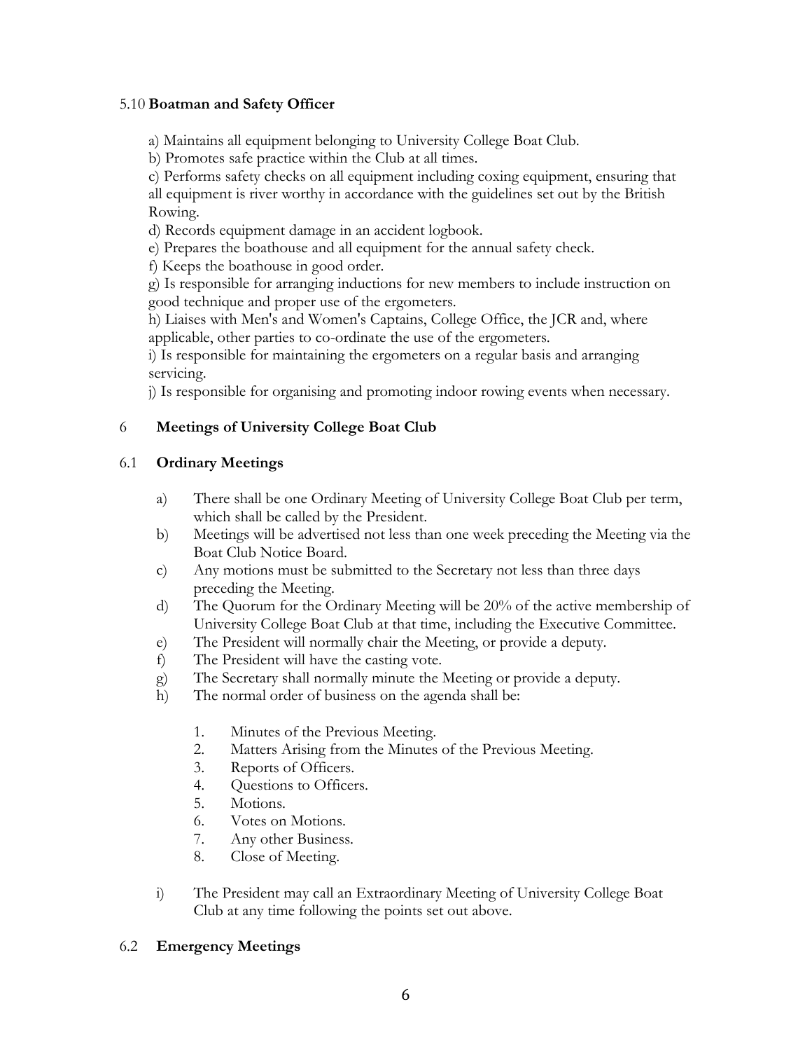### 5.10 **Boatman and Safety Officer**

a) Maintains all equipment belonging to University College Boat Club.
b) Promotes safe practice within the Club at all times.
c) Performs safety checks on all equipment including coxing equipment, ensuring that all equipment is river worthy in accordance with the guidelines set out by the British Rowing.
d) Records equipment damage in an accident logbook.
e) Prepares the boathouse and all equipment for the annual safety check.
f) Keeps the boathouse in good order.
g) Is responsible for arranging inductions for new members to include instruction on good technique and proper use of the ergometers.
h) Liaises with Men's and Women's Captains, College Office, the JCR and, where applicable, other parties to co-ordinate the use of the ergometers.
i) Is responsible for maintaining the ergometers on a regular basis and arranging servicing.
j) Is responsible for organising and promoting indoor rowing events when necessary.

## 6 **Meetings of University College Boat Club**

### 6.1 **Ordinary Meetings**

a) There shall be one Ordinary Meeting of University College Boat Club per term, which shall be called by the President.
b) Meetings will be advertised not less than one week preceding the Meeting via the Boat Club Notice Board.
c) Any motions must be submitted to the Secretary not less than three days preceding the Meeting.
d) The Quorum for the Ordinary Meeting will be 20% of the active membership of University College Boat Club at that time, including the Executive Committee.
e) The President will normally chair the Meeting, or provide a deputy.
f) The President will have the casting vote.
g) The Secretary shall normally minute the Meeting or provide a deputy.
h) The normal order of business on the agenda shall be:

1. Minutes of the Previous Meeting.
2. Matters Arising from the Minutes of the Previous Meeting.
3. Reports of Officers.
4. Questions to Officers.
5. Motions.
6. Votes on Motions.
7. Any other Business.
8. Close of Meeting.

i) The President may call an Extraordinary Meeting of University College Boat Club at any time following the points set out above.

### 6.2 **Emergency Meetings**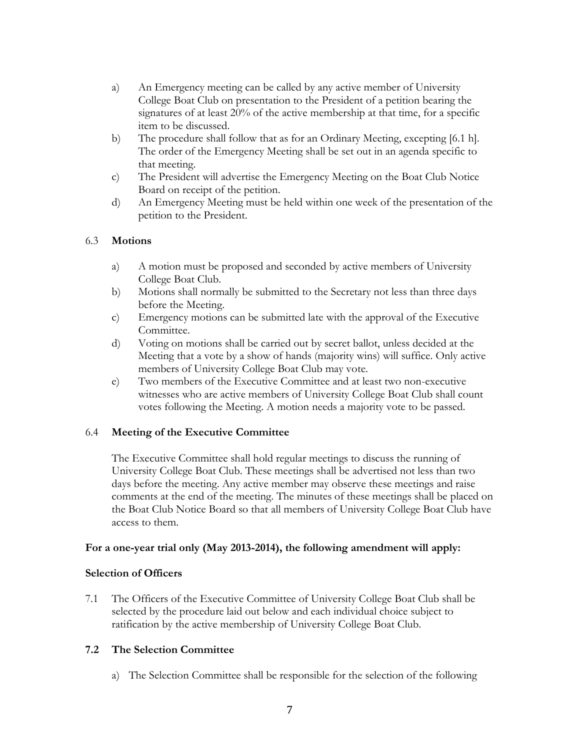a) An Emergency meeting can be called by any active member of University College Boat Club on presentation to the President of a petition bearing the signatures of at least 20% of the active membership at that time, for a specific item to be discussed.

b) The procedure shall follow that as for an Ordinary Meeting, excepting [6.1 h]. The order of the Emergency Meeting shall be set out in an agenda specific to that meeting.

c) The President will advertise the Emergency Meeting on the Boat Club Notice Board on receipt of the petition.

d) An Emergency Meeting must be held within one week of the presentation of the petition to the President.

6.3 **Motions**

a) A motion must be proposed and seconded by active members of University College Boat Club.

b) Motions shall normally be submitted to the Secretary not less than three days before the Meeting.

c) Emergency motions can be submitted late with the approval of the Executive Committee.

d) Voting on motions shall be carried out by secret ballot, unless decided at the Meeting that a vote by a show of hands (majority wins) will suffice. Only active members of University College Boat Club may vote.

e) Two members of the Executive Committee and at least two non-executive witnesses who are active members of University College Boat Club shall count votes following the Meeting. A motion needs a majority vote to be passed.

6.4 **Meeting of the Executive Committee**

The Executive Committee shall hold regular meetings to discuss the running of University College Boat Club. These meetings shall be advertised not less than two days before the meeting. Any active member may observe these meetings and raise comments at the end of the meeting. The minutes of these meetings shall be placed on the Boat Club Notice Board so that all members of University College Boat Club have access to them.

**For a one-year trial only (May 2013-2014), the following amendment will apply:**

**Selection of Officers**

7.1 The Officers of the Executive Committee of University College Boat Club shall be selected by the procedure laid out below and each individual choice subject to ratification by the active membership of University College Boat Club.

**7.2 The Selection Committee**

a) The Selection Committee shall be responsible for the selection of the following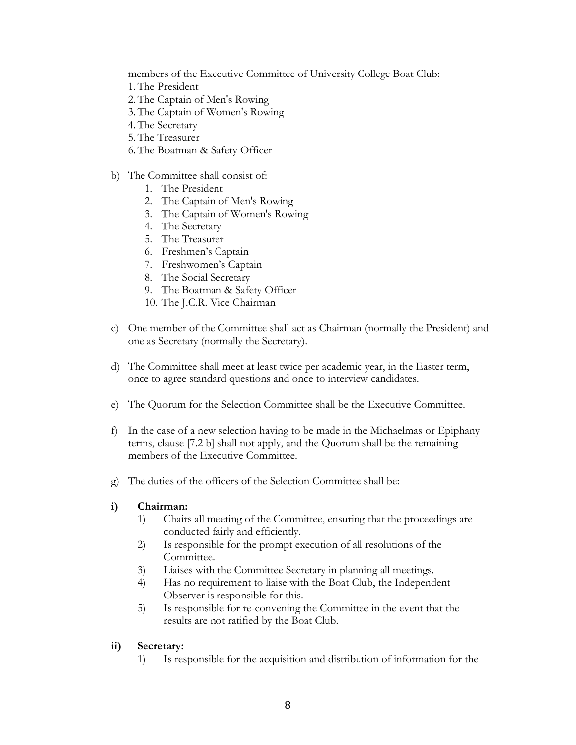members of the Executive Committee of University College Boat Club:

1. The President
2. The Captain of Men's Rowing
3. The Captain of Women's Rowing
4. The Secretary
5. The Treasurer
6. The Boatman & Safety Officer

b) The Committee shall consist of:

   1. The President
   2. The Captain of Men's Rowing
   3. The Captain of Women's Rowing
   4. The Secretary
   5. The Treasurer
   6. Freshmen's Captain
   7. Freshwomen's Captain
   8. The Social Secretary
   9. The Boatman & Safety Officer
   10. The J.C.R. Vice Chairman

c) One member of the Committee shall act as Chairman (normally the President) and one as Secretary (normally the Secretary).

d) The Committee shall meet at least twice per academic year, in the Easter term, once to agree standard questions and once to interview candidates.

e) The Quorum for the Selection Committee shall be the Executive Committee.

f) In the case of a new selection having to be made in the Michaelmas or Epiphany terms, clause [7.2 b] shall not apply, and the Quorum shall be the remaining members of the Executive Committee.

g) The duties of the officers of the Selection Committee shall be:

**i) Chairman:**

1) Chairs all meeting of the Committee, ensuring that the proceedings are conducted fairly and efficiently.
2) Is responsible for the prompt execution of all resolutions of the Committee.
3) Liaises with the Committee Secretary in planning all meetings.
4) Has no requirement to liaise with the Boat Club, the Independent Observer is responsible for this.
5) Is responsible for re-convening the Committee in the event that the results are not ratified by the Boat Club.

**ii) Secretary:**

1) Is responsible for the acquisition and distribution of information for the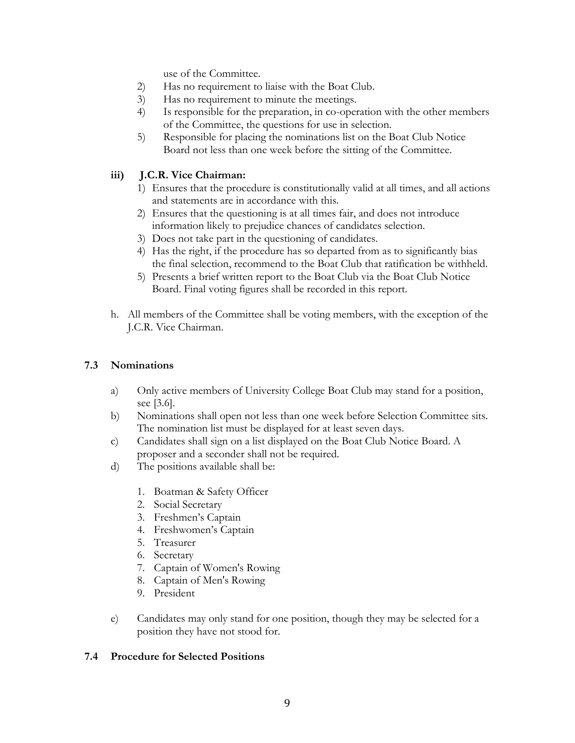use of the Committee.

2) Has no requirement to liaise with the Boat Club.
3) Has no requirement to minute the meetings.
4) Is responsible for the preparation, in co-operation with the other members of the Committee, the questions for use in selection.
5) Responsible for placing the nominations list on the Boat Club Notice Board not less than one week before the sitting of the Committee.

**iii) J.C.R. Vice Chairman:**

1) Ensures that the procedure is constitutionally valid at all times, and all actions and statements are in accordance with this.
2) Ensures that the questioning is at all times fair, and does not introduce information likely to prejudice chances of candidates selection.
3) Does not take part in the questioning of candidates.
4) Has the right, if the procedure has so departed from as to significantly bias the final selection, recommend to the Boat Club that ratification be withheld.
5) Presents a brief written report to the Boat Club via the Boat Club Notice Board. Final voting figures shall be recorded in this report.

h. All members of the Committee shall be voting members, with the exception of the J.C.R. Vice Chairman.

### 7.3 Nominations

a) Only active members of University College Boat Club may stand for a position, see [3.6].

b) Nominations shall open not less than one week before Selection Committee sits. The nomination list must be displayed for at least seven days.

c) Candidates shall sign on a list displayed on the Boat Club Notice Board. A proposer and a seconder shall not be required.

d) The positions available shall be:

1. Boatman & Safety Officer
2. Social Secretary
3. Freshmen's Captain
4. Freshwomen's Captain
5. Treasurer
6. Secretary
7. Captain of Women's Rowing
8. Captain of Men's Rowing
9. President

e) Candidates may only stand for one position, though they may be selected for a position they have not stood for.

### 7.4 Procedure for Selected Positions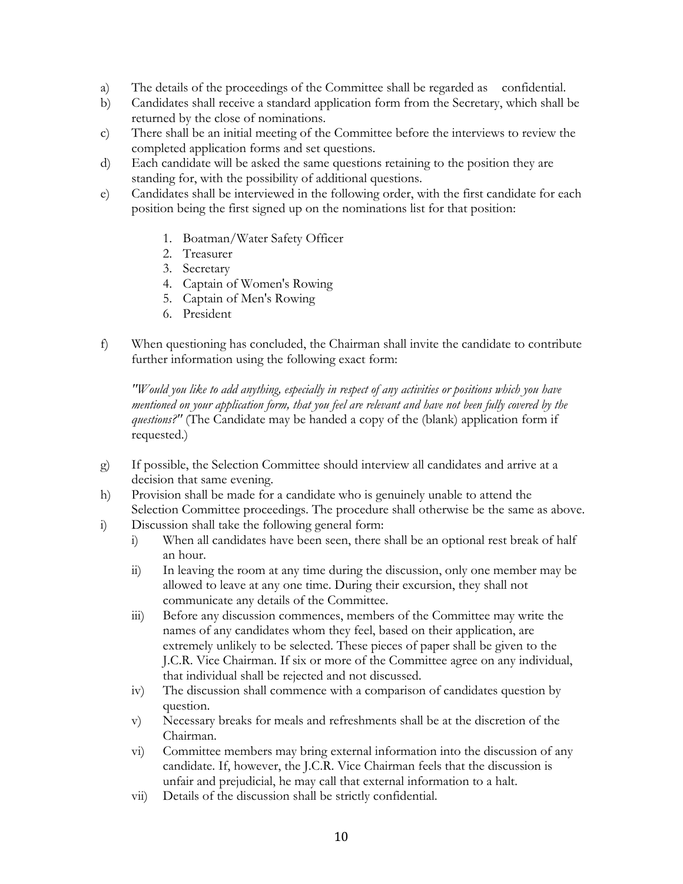a) The details of the proceedings of the Committee shall be regarded as confidential.
b) Candidates shall receive a standard application form from the Secretary, which shall be returned by the close of nominations.
c) There shall be an initial meeting of the Committee before the interviews to review the completed application forms and set questions.
d) Each candidate will be asked the same questions retaining to the position they are standing for, with the possibility of additional questions.
e) Candidates shall be interviewed in the following order, with the first candidate for each position being the first signed up on the nominations list for that position:

    1. Boatman/Water Safety Officer
    2. Treasurer
    3. Secretary
    4. Captain of Women's Rowing
    5. Captain of Men's Rowing
    6. President

f) When questioning has concluded, the Chairman shall invite the candidate to contribute further information using the following exact form:

    *"Would you like to add anything, especially in respect of any activities or positions which you have mentioned on your application form, that you feel are relevant and have not been fully covered by the questions?"* (The Candidate may be handed a copy of the (blank) application form if requested.)

g) If possible, the Selection Committee should interview all candidates and arrive at a decision that same evening.
h) Provision shall be made for a candidate who is genuinely unable to attend the Selection Committee proceedings. The procedure shall otherwise be the same as above.
i) Discussion shall take the following general form:
    i) When all candidates have been seen, there shall be an optional rest break of half an hour.
    ii) In leaving the room at any time during the discussion, only one member may be allowed to leave at any one time. During their excursion, they shall not communicate any details of the Committee.
    iii) Before any discussion commences, members of the Committee may write the names of any candidates whom they feel, based on their application, are extremely unlikely to be selected. These pieces of paper shall be given to the J.C.R. Vice Chairman. If six or more of the Committee agree on any individual, that individual shall be rejected and not discussed.
    iv) The discussion shall commence with a comparison of candidates question by question.
    v) Necessary breaks for meals and refreshments shall be at the discretion of the Chairman.
    vi) Committee members may bring external information into the discussion of any candidate. If, however, the J.C.R. Vice Chairman feels that the discussion is unfair and prejudicial, he may call that external information to a halt.
    vii) Details of the discussion shall be strictly confidential.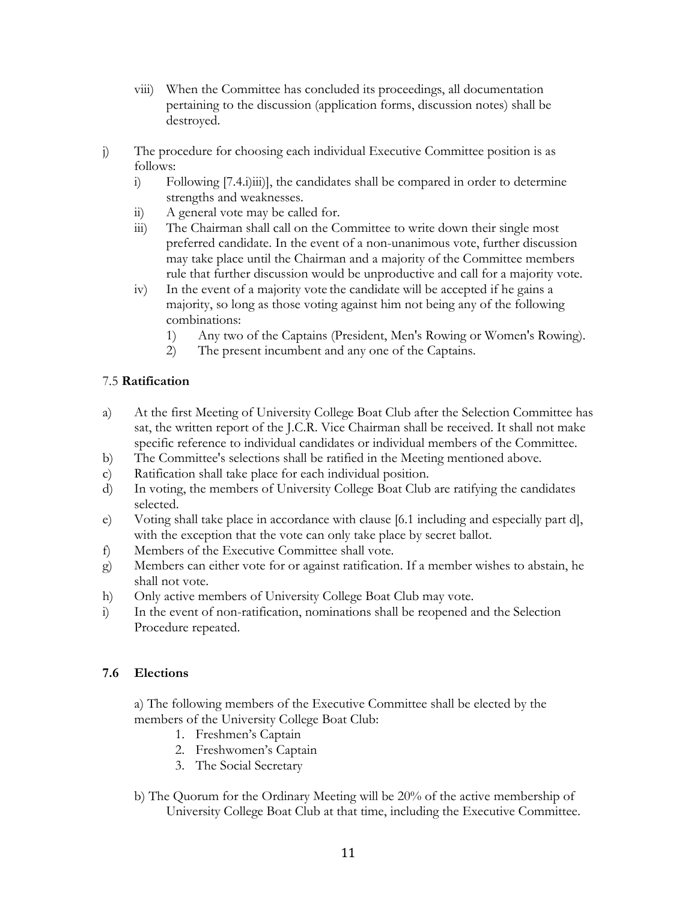viii) When the Committee has concluded its proceedings, all documentation pertaining to the discussion (application forms, discussion notes) shall be destroyed.

j) The procedure for choosing each individual Executive Committee position is as follows:

  i) Following [7.4.i)iii)], the candidates shall be compared in order to determine strengths and weaknesses.

  ii) A general vote may be called for.

  iii) The Chairman shall call on the Committee to write down their single most preferred candidate. In the event of a non-unanimous vote, further discussion may take place until the Chairman and a majority of the Committee members rule that further discussion would be unproductive and call for a majority vote.

  iv) In the event of a majority vote the candidate will be accepted if he gains a majority, so long as those voting against him not being any of the following combinations:

    1) Any two of the Captains (President, Men's Rowing or Women's Rowing).

    2) The present incumbent and any one of the Captains.

### 7.5 **Ratification**

a) At the first Meeting of University College Boat Club after the Selection Committee has sat, the written report of the J.C.R. Vice Chairman shall be received. It shall not make specific reference to individual candidates or individual members of the Committee.

b) The Committee's selections shall be ratified in the Meeting mentioned above.

c) Ratification shall take place for each individual position.

d) In voting, the members of University College Boat Club are ratifying the candidates selected.

e) Voting shall take place in accordance with clause [6.1 including and especially part d], with the exception that the vote can only take place by secret ballot.

f) Members of the Executive Committee shall vote.

g) Members can either vote for or against ratification. If a member wishes to abstain, he shall not vote.

h) Only active members of University College Boat Club may vote.

i) In the event of non-ratification, nominations shall be reopened and the Selection Procedure repeated.

### 7.6 Elections

a) The following members of the Executive Committee shall be elected by the members of the University College Boat Club:

1. Freshmen's Captain
2. Freshwomen's Captain
3. The Social Secretary

b) The Quorum for the Ordinary Meeting will be 20% of the active membership of University College Boat Club at that time, including the Executive Committee.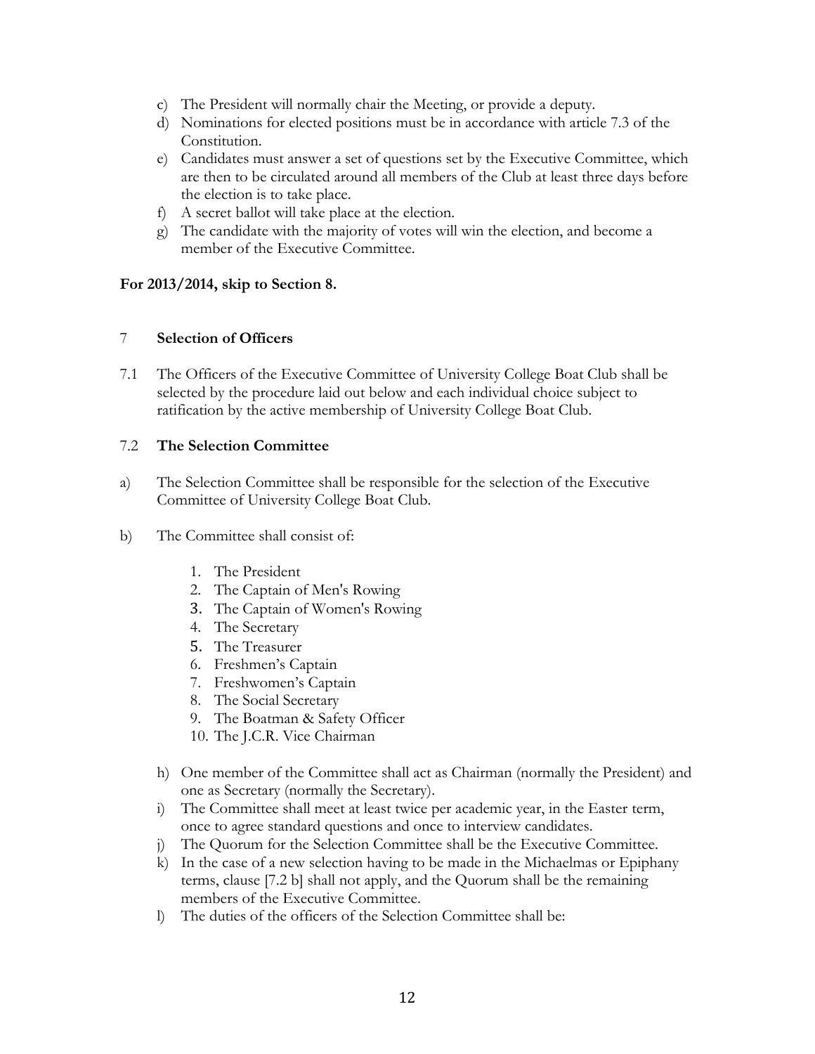c) The President will normally chair the Meeting, or provide a deputy.
d) Nominations for elected positions must be in accordance with article 7.3 of the Constitution.
e) Candidates must answer a set of questions set by the Executive Committee, which are then to be circulated around all members of the Club at least three days before the election is to take place.
f) A secret ballot will take place at the election.
g) The candidate with the majority of votes will win the election, and become a member of the Executive Committee.

**For 2013/2014, skip to Section 8.**

## 7 Selection of Officers

7.1 The Officers of the Executive Committee of University College Boat Club shall be selected by the procedure laid out below and each individual choice subject to ratification by the active membership of University College Boat Club.

### 7.2 The Selection Committee

a) The Selection Committee shall be responsible for the selection of the Executive Committee of University College Boat Club.

b) The Committee shall consist of:

1. The President
2. The Captain of Men's Rowing
3. The Captain of Women's Rowing
4. The Secretary
5. The Treasurer
6. Freshmen's Captain
7. Freshwomen's Captain
8. The Social Secretary
9. The Boatman & Safety Officer
10. The J.C.R. Vice Chairman

h) One member of the Committee shall act as Chairman (normally the President) and one as Secretary (normally the Secretary).
i) The Committee shall meet at least twice per academic year, in the Easter term, once to agree standard questions and once to interview candidates.
j) The Quorum for the Selection Committee shall be the Executive Committee.
k) In the case of a new selection having to be made in the Michaelmas or Epiphany terms, clause [7.2 b] shall not apply, and the Quorum shall be the remaining members of the Executive Committee.
l) The duties of the officers of the Selection Committee shall be: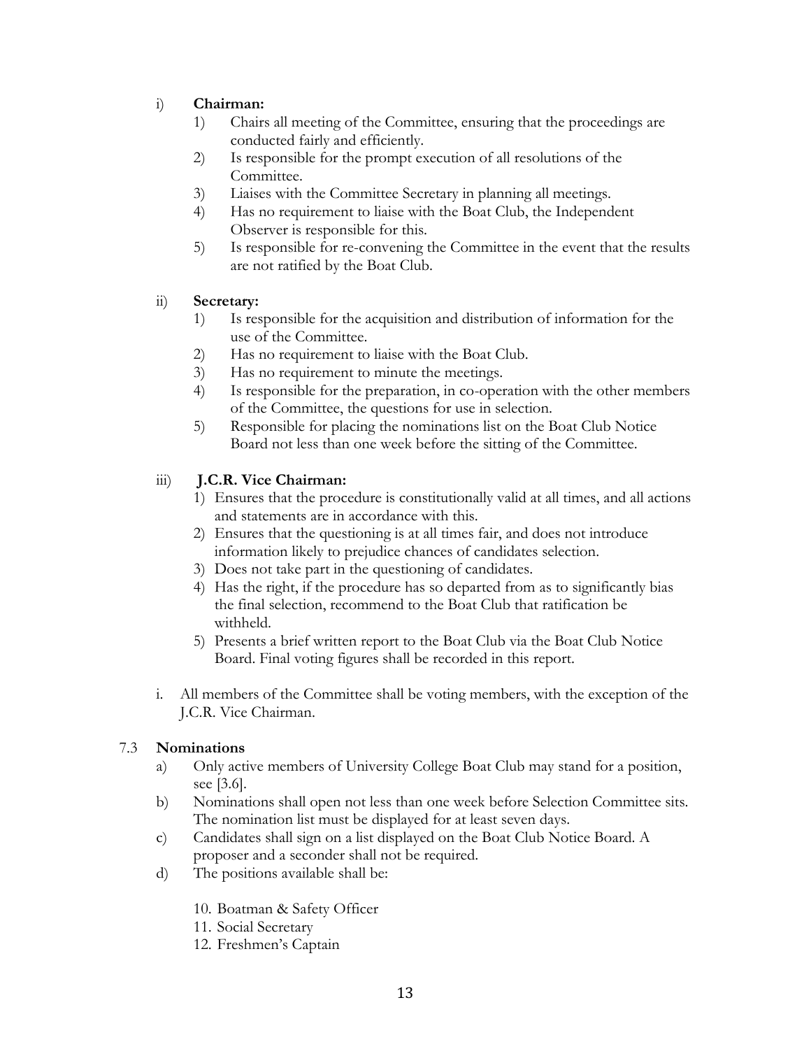i) **Chairman:**
   1) Chairs all meeting of the Committee, ensuring that the proceedings are conducted fairly and efficiently.
   2) Is responsible for the prompt execution of all resolutions of the Committee.
   3) Liaises with the Committee Secretary in planning all meetings.
   4) Has no requirement to liaise with the Boat Club, the Independent Observer is responsible for this.
   5) Is responsible for re-convening the Committee in the event that the results are not ratified by the Boat Club.

ii) **Secretary:**
   1) Is responsible for the acquisition and distribution of information for the use of the Committee.
   2) Has no requirement to liaise with the Boat Club.
   3) Has no requirement to minute the meetings.
   4) Is responsible for the preparation, in co-operation with the other members of the Committee, the questions for use in selection.
   5) Responsible for placing the nominations list on the Boat Club Notice Board not less than one week before the sitting of the Committee.

iii) **J.C.R. Vice Chairman:**
   1) Ensures that the procedure is constitutionally valid at all times, and all actions and statements are in accordance with this.
   2) Ensures that the questioning is at all times fair, and does not introduce information likely to prejudice chances of candidates selection.
   3) Does not take part in the questioning of candidates.
   4) Has the right, if the procedure has so departed from as to significantly bias the final selection, recommend to the Boat Club that ratification be withheld.
   5) Presents a brief written report to the Boat Club via the Boat Club Notice Board. Final voting figures shall be recorded in this report.

i. All members of the Committee shall be voting members, with the exception of the J.C.R. Vice Chairman.

7.3 **Nominations**

a) Only active members of University College Boat Club may stand for a position, see [3.6].
b) Nominations shall open not less than one week before Selection Committee sits. The nomination list must be displayed for at least seven days.
c) Candidates shall sign on a list displayed on the Boat Club Notice Board. A proposer and a seconder shall not be required.
d) The positions available shall be:

   10. Boatman & Safety Officer
   11. Social Secretary
   12. Freshmen's Captain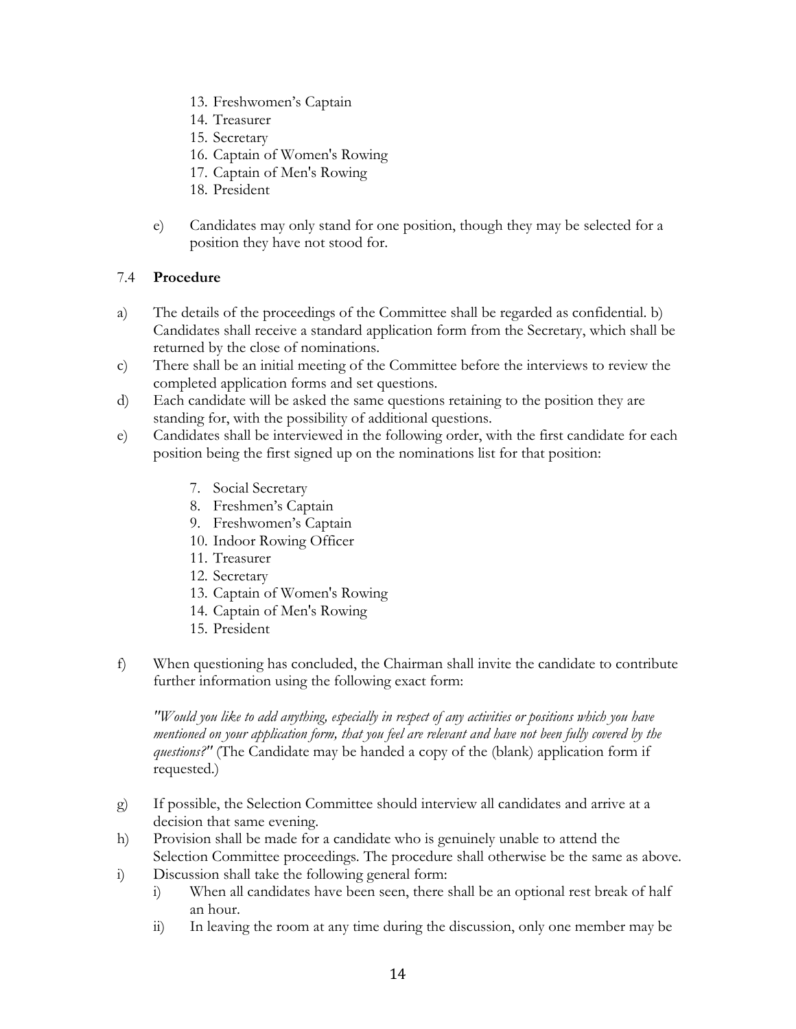13. Freshwomen's Captain
14. Treasurer
15. Secretary
16. Captain of Women's Rowing
17. Captain of Men's Rowing
18. President

e) Candidates may only stand for one position, though they may be selected for a position they have not stood for.

### 7.4 **Procedure**

a) The details of the proceedings of the Committee shall be regarded as confidential. b) Candidates shall receive a standard application form from the Secretary, which shall be returned by the close of nominations.

c) There shall be an initial meeting of the Committee before the interviews to review the completed application forms and set questions.

d) Each candidate will be asked the same questions retaining to the position they are standing for, with the possibility of additional questions.

e) Candidates shall be interviewed in the following order, with the first candidate for each position being the first signed up on the nominations list for that position:

7. Social Secretary
8. Freshmen's Captain
9. Freshwomen's Captain
10. Indoor Rowing Officer
11. Treasurer
12. Secretary
13. Captain of Women's Rowing
14. Captain of Men's Rowing
15. President

f) When questioning has concluded, the Chairman shall invite the candidate to contribute further information using the following exact form:

*"Would you like to add anything, especially in respect of any activities or positions which you have mentioned on your application form, that you feel are relevant and have not been fully covered by the questions?"* (The Candidate may be handed a copy of the (blank) application form if requested.)

g) If possible, the Selection Committee should interview all candidates and arrive at a decision that same evening.

h) Provision shall be made for a candidate who is genuinely unable to attend the Selection Committee proceedings. The procedure shall otherwise be the same as above.

i) Discussion shall take the following general form:

   i) When all candidates have been seen, there shall be an optional rest break of half an hour.

   ii) In leaving the room at any time during the discussion, only one member may be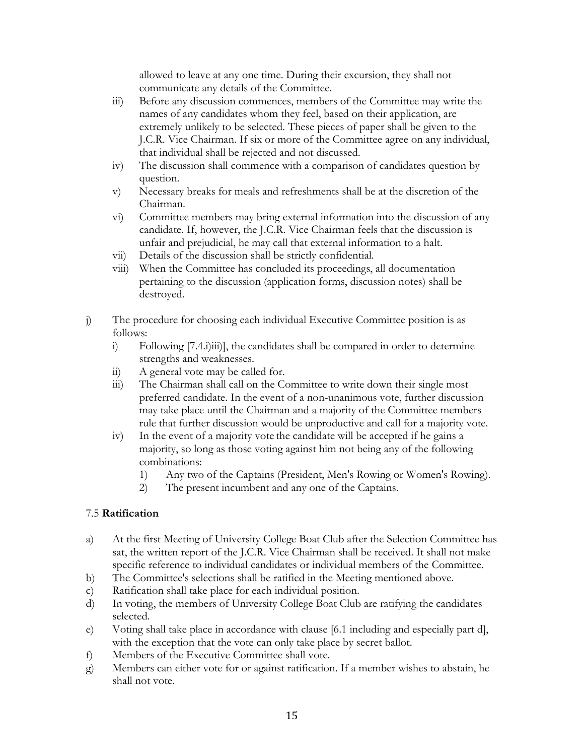allowed to leave at any one time. During their excursion, they shall not communicate any details of the Committee.

iii) Before any discussion commences, members of the Committee may write the names of any candidates whom they feel, based on their application, are extremely unlikely to be selected. These pieces of paper shall be given to the J.C.R. Vice Chairman. If six or more of the Committee agree on any individual, that individual shall be rejected and not discussed.

iv) The discussion shall commence with a comparison of candidates question by question.

v) Necessary breaks for meals and refreshments shall be at the discretion of the Chairman.

vi) Committee members may bring external information into the discussion of any candidate. If, however, the J.C.R. Vice Chairman feels that the discussion is unfair and prejudicial, he may call that external information to a halt.

vii) Details of the discussion shall be strictly confidential.

viii) When the Committee has concluded its proceedings, all documentation pertaining to the discussion (application forms, discussion notes) shall be destroyed.

j) The procedure for choosing each individual Executive Committee position is as follows:

i) Following [7.4.i)iii)], the candidates shall be compared in order to determine strengths and weaknesses.

ii) A general vote may be called for.

iii) The Chairman shall call on the Committee to write down their single most preferred candidate. In the event of a non-unanimous vote, further discussion may take place until the Chairman and a majority of the Committee members rule that further discussion would be unproductive and call for a majority vote.

iv) In the event of a majority vote the candidate will be accepted if he gains a majority, so long as those voting against him not being any of the following combinations:

1) Any two of the Captains (President, Men's Rowing or Women's Rowing).

2) The present incumbent and any one of the Captains.

7.5 **Ratification**

a) At the first Meeting of University College Boat Club after the Selection Committee has sat, the written report of the J.C.R. Vice Chairman shall be received. It shall not make specific reference to individual candidates or individual members of the Committee.

b) The Committee's selections shall be ratified in the Meeting mentioned above.

c) Ratification shall take place for each individual position.

d) In voting, the members of University College Boat Club are ratifying the candidates selected.

e) Voting shall take place in accordance with clause [6.1 including and especially part d], with the exception that the vote can only take place by secret ballot.

f) Members of the Executive Committee shall vote.

g) Members can either vote for or against ratification. If a member wishes to abstain, he shall not vote.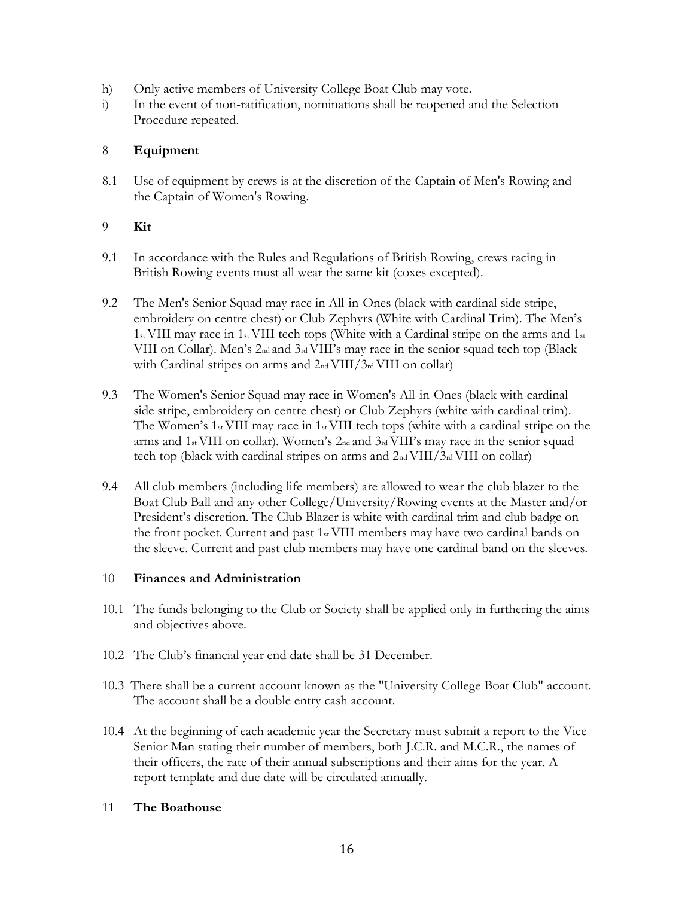h) Only active members of University College Boat Club may vote.

i) In the event of non-ratification, nominations shall be reopened and the Selection Procedure repeated.

## 8 Equipment

8.1 Use of equipment by crews is at the discretion of the Captain of Men's Rowing and the Captain of Women's Rowing.

## 9 Kit

9.1 In accordance with the Rules and Regulations of British Rowing, crews racing in British Rowing events must all wear the same kit (coxes excepted).

9.2 The Men's Senior Squad may race in All-in-Ones (black with cardinal side stripe, embroidery on centre chest) or Club Zephyrs (White with Cardinal Trim). The Men's 1st VIII may race in 1st VIII tech tops (White with a Cardinal stripe on the arms and 1st VIII on Collar). Men's 2nd and 3rd VIII's may race in the senior squad tech top (Black with Cardinal stripes on arms and 2nd VIII/3rd VIII on collar)

9.3 The Women's Senior Squad may race in Women's All-in-Ones (black with cardinal side stripe, embroidery on centre chest) or Club Zephyrs (white with cardinal trim). The Women's 1st VIII may race in 1st VIII tech tops (white with a cardinal stripe on the arms and 1st VIII on collar). Women's 2nd and 3rd VIII's may race in the senior squad tech top (black with cardinal stripes on arms and 2nd VIII/3rd VIII on collar)

9.4 All club members (including life members) are allowed to wear the club blazer to the Boat Club Ball and any other College/University/Rowing events at the Master and/or President's discretion. The Club Blazer is white with cardinal trim and club badge on the front pocket. Current and past 1st VIII members may have two cardinal bands on the sleeve. Current and past club members may have one cardinal band on the sleeves.

## 10 Finances and Administration

10.1 The funds belonging to the Club or Society shall be applied only in furthering the aims and objectives above.

10.2 The Club's financial year end date shall be 31 December.

10.3 There shall be a current account known as the "University College Boat Club" account. The account shall be a double entry cash account.

10.4 At the beginning of each academic year the Secretary must submit a report to the Vice Senior Man stating their number of members, both J.C.R. and M.C.R., the names of their officers, the rate of their annual subscriptions and their aims for the year. A report template and due date will be circulated annually.

## 11 The Boathouse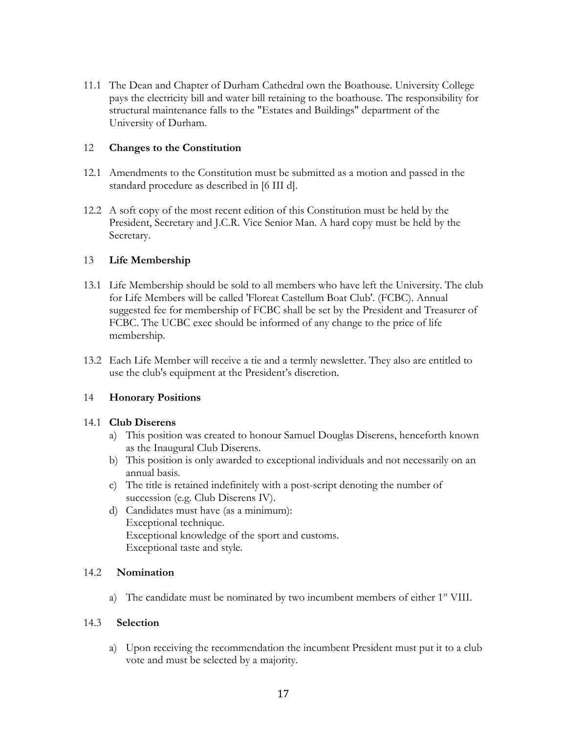11.1 The Dean and Chapter of Durham Cathedral own the Boathouse. University College pays the electricity bill and water bill retaining to the boathouse. The responsibility for structural maintenance falls to the "Estates and Buildings" department of the University of Durham.

## 12 Changes to the Constitution

12.1 Amendments to the Constitution must be submitted as a motion and passed in the standard procedure as described in [6 III d].

12.2 A soft copy of the most recent edition of this Constitution must be held by the President, Secretary and J.C.R. Vice Senior Man. A hard copy must be held by the Secretary.

## 13 Life Membership

13.1 Life Membership should be sold to all members who have left the University. The club for Life Members will be called 'Floreat Castellum Boat Club'. (FCBC). Annual suggested fee for membership of FCBC shall be set by the President and Treasurer of FCBC. The UCBC exec should be informed of any change to the price of life membership.

13.2 Each Life Member will receive a tie and a termly newsletter. They also are entitled to use the club's equipment at the President's discretion.

## 14 Honorary Positions

### 14.1 Club Diserens

a) This position was created to honour Samuel Douglas Diserens, henceforth known as the Inaugural Club Diserens.
b) This position is only awarded to exceptional individuals and not necessarily on an annual basis.
c) The title is retained indefinitely with a post-script denoting the number of succession (e.g. Club Diserens IV).
d) Candidates must have (as a minimum):
   Exceptional technique.
   Exceptional knowledge of the sport and customs.
   Exceptional taste and style.

### 14.2 Nomination

a) The candidate must be nominated by two incumbent members of either 1st VIII.

### 14.3 Selection

a) Upon receiving the recommendation the incumbent President must put it to a club vote and must be selected by a majority.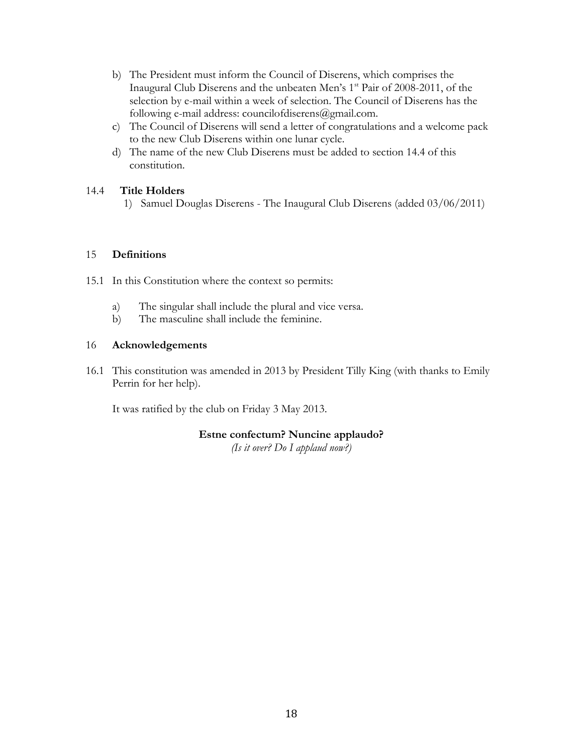b) The President must inform the Council of Diserens, which comprises the Inaugural Club Diserens and the unbeaten Men's 1st Pair of 2008-2011, of the selection by e-mail within a week of selection. The Council of Diserens has the following e-mail address: councilofdiserens@gmail.com.
c) The Council of Diserens will send a letter of congratulations and a welcome pack to the new Club Diserens within one lunar cycle.
d) The name of the new Club Diserens must be added to section 14.4 of this constitution.

14.4 **Title Holders**

1) Samuel Douglas Diserens - The Inaugural Club Diserens (added 03/06/2011)

## 15 Definitions

15.1 In this Constitution where the context so permits:

a) The singular shall include the plural and vice versa.
b) The masculine shall include the feminine.

## 16 Acknowledgements

16.1 This constitution was amended in 2013 by President Tilly King (with thanks to Emily Perrin for her help).

It was ratified by the club on Friday 3 May 2013.

**Estne confectum? Nuncine applaudo?**
*(Is it over? Do I applaud now?)*